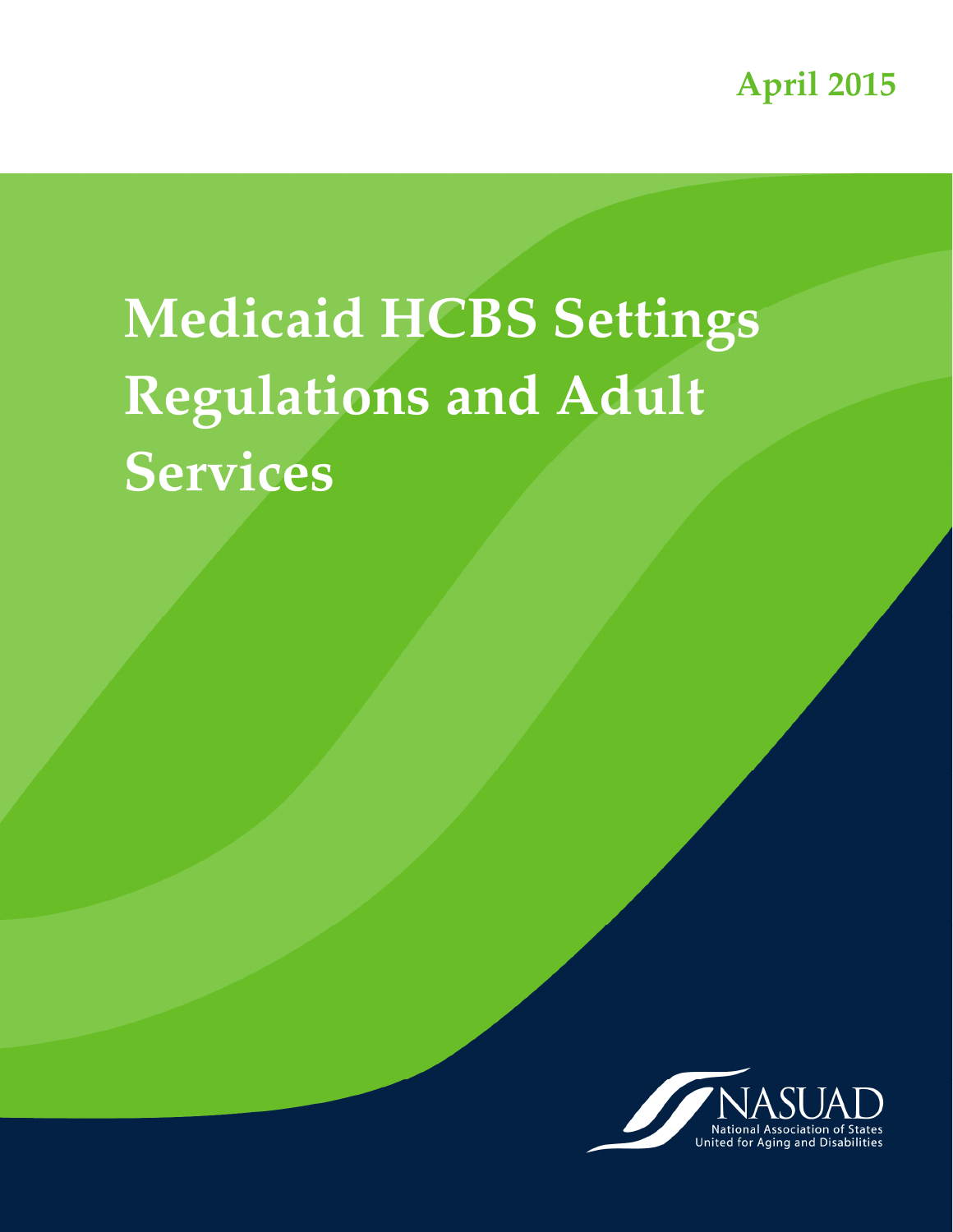April 2015

# Medicaid HCBS Settings Regulations and Adult Services

NASUAD
National Association of States United for Aging and Disabilities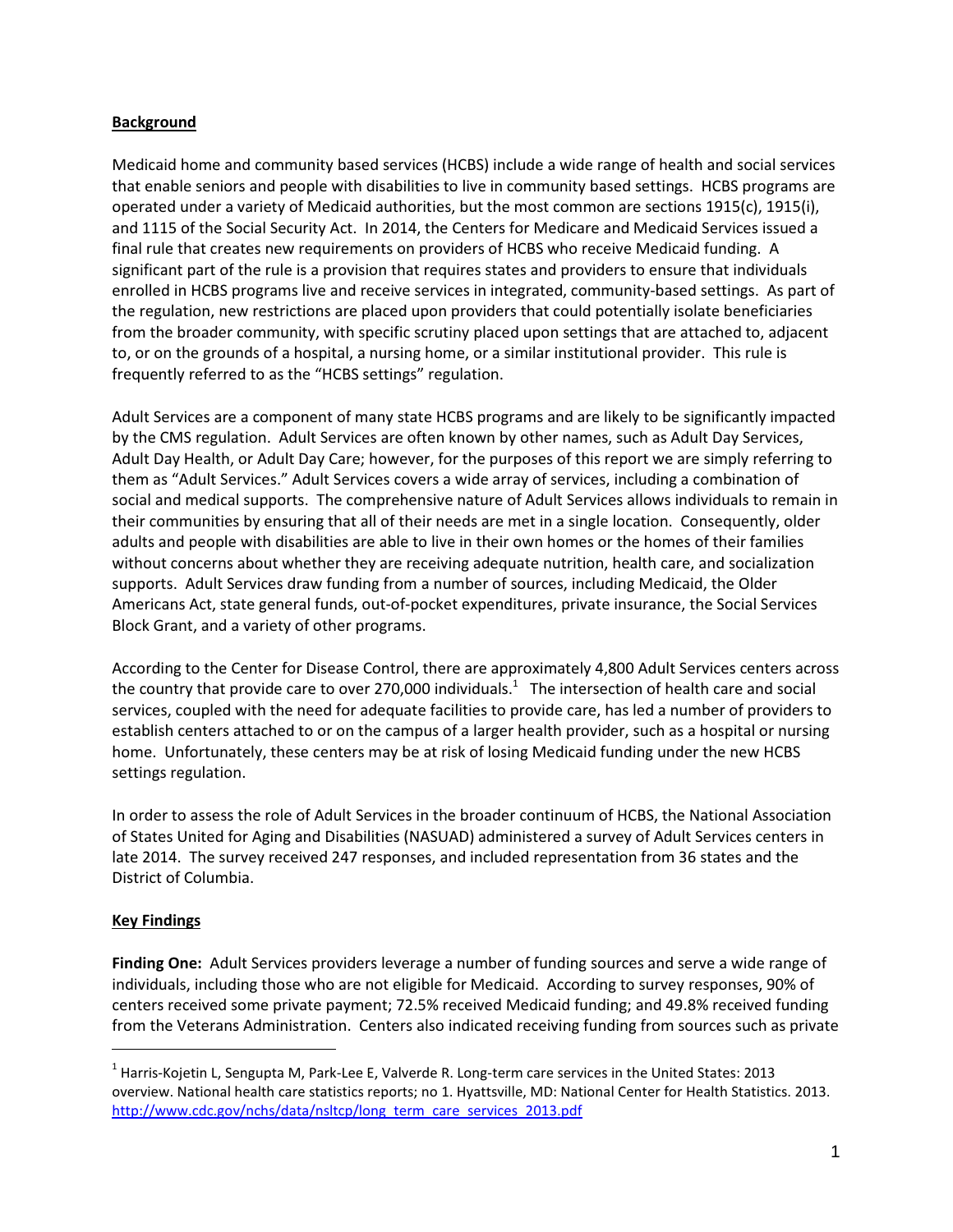**Background**

Medicaid home and community based services (HCBS) include a wide range of health and social services that enable seniors and people with disabilities to live in community based settings. HCBS programs are operated under a variety of Medicaid authorities, but the most common are sections 1915(c), 1915(i), and 1115 of the Social Security Act. In 2014, the Centers for Medicare and Medicaid Services issued a final rule that creates new requirements on providers of HCBS who receive Medicaid funding. A significant part of the rule is a provision that requires states and providers to ensure that individuals enrolled in HCBS programs live and receive services in integrated, community-based settings. As part of the regulation, new restrictions are placed upon providers that could potentially isolate beneficiaries from the broader community, with specific scrutiny placed upon settings that are attached to, adjacent to, or on the grounds of a hospital, a nursing home, or a similar institutional provider. This rule is frequently referred to as the "HCBS settings" regulation.

Adult Services are a component of many state HCBS programs and are likely to be significantly impacted by the CMS regulation. Adult Services are often known by other names, such as Adult Day Services, Adult Day Health, or Adult Day Care; however, for the purposes of this report we are simply referring to them as "Adult Services." Adult Services covers a wide array of services, including a combination of social and medical supports. The comprehensive nature of Adult Services allows individuals to remain in their communities by ensuring that all of their needs are met in a single location. Consequently, older adults and people with disabilities are able to live in their own homes or the homes of their families without concerns about whether they are receiving adequate nutrition, health care, and socialization supports. Adult Services draw funding from a number of sources, including Medicaid, the Older Americans Act, state general funds, out-of-pocket expenditures, private insurance, the Social Services Block Grant, and a variety of other programs.

According to the Center for Disease Control, there are approximately 4,800 Adult Services centers across the country that provide care to over 270,000 individuals.[1] The intersection of health care and social services, coupled with the need for adequate facilities to provide care, has led a number of providers to establish centers attached to or on the campus of a larger health provider, such as a hospital or nursing home. Unfortunately, these centers may be at risk of losing Medicaid funding under the new HCBS settings regulation.

In order to assess the role of Adult Services in the broader continuum of HCBS, the National Association of States United for Aging and Disabilities (NASUAD) administered a survey of Adult Services centers in late 2014. The survey received 247 responses, and included representation from 36 states and the District of Columbia.

**Key Findings**

**Finding One:** Adult Services providers leverage a number of funding sources and serve a wide range of individuals, including those who are not eligible for Medicaid. According to survey responses, 90% of centers received some private payment; 72.5% received Medicaid funding; and 49.8% received funding from the Veterans Administration. Centers also indicated receiving funding from sources such as private

[1] Harris-Kojetin L, Sengupta M, Park-Lee E, Valverde R. Long-term care services in the United States: 2013 overview. National health care statistics reports; no 1. Hyattsville, MD: National Center for Health Statistics. 2013. http://www.cdc.gov/nchs/data/nsltcp/long_term_care_services_2013.pdf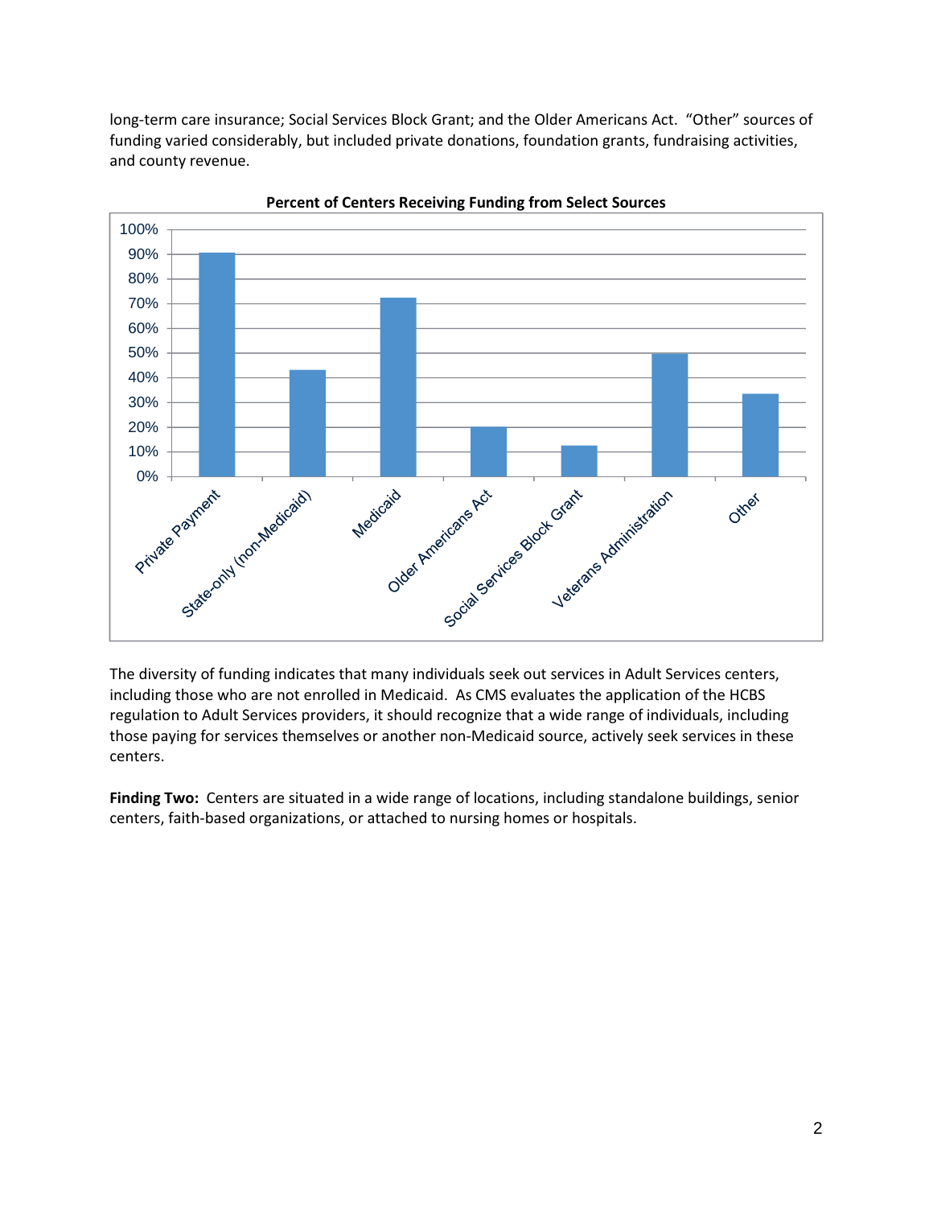long-term care insurance; Social Services Block Grant; and the Older Americans Act. "Other" sources of funding varied considerably, but included private donations, foundation grants, fundraising activities, and county revenue.

**Percent of Centers Receiving Funding from Select Sources**

The diversity of funding indicates that many individuals seek out services in Adult Services centers, including those who are not enrolled in Medicaid. As CMS evaluates the application of the HCBS regulation to Adult Services providers, it should recognize that a wide range of individuals, including those paying for services themselves or another non-Medicaid source, actively seek services in these centers.

**Finding Two:** Centers are situated in a wide range of locations, including standalone buildings, senior centers, faith-based organizations, or attached to nursing homes or hospitals.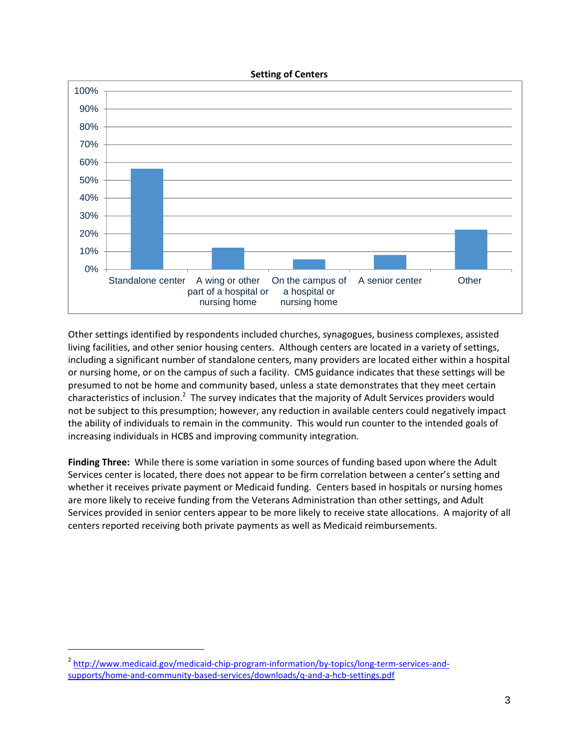**Setting of Centers**

| Setting | Percentage |
|---|---|
| Standalone center | ~56% |
| A wing or other part of a hospital or nursing home | ~12% |
| On the campus of a hospital or nursing home | ~5% |
| A senior center | ~8% |
| Other | ~22% |

Other settings identified by respondents included churches, synagogues, business complexes, assisted living facilities, and other senior housing centers. Although centers are located in a variety of settings, including a significant number of standalone centers, many providers are located either within a hospital or nursing home, or on the campus of such a facility. CMS guidance indicates that these settings will be presumed to not be home and community based, unless a state demonstrates that they meet certain characteristics of inclusion.[2] The survey indicates that the majority of Adult Services providers would not be subject to this presumption; however, any reduction in available centers could negatively impact the ability of individuals to remain in the community. This would run counter to the intended goals of increasing individuals in HCBS and improving community integration.

**Finding Three:** While there is some variation in some sources of funding based upon where the Adult Services center is located, there does not appear to be firm correlation between a center's setting and whether it receives private payment or Medicaid funding. Centers based in hospitals or nursing homes are more likely to receive funding from the Veterans Administration than other settings, and Adult Services provided in senior centers appear to be more likely to receive state allocations. A majority of all centers reported receiving both private payments as well as Medicaid reimbursements.

---

[2] http://www.medicaid.gov/medicaid-chip-program-information/by-topics/long-term-services-and-supports/home-and-community-based-services/downloads/q-and-a-hcb-settings.pdf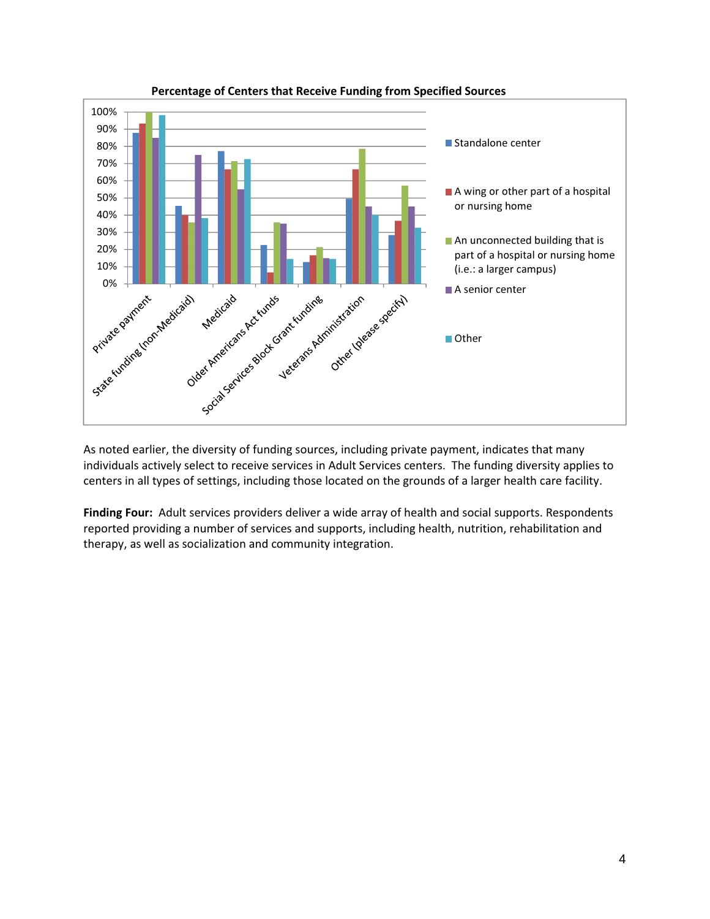**Percentage of Centers that Receive Funding from Specified Sources**

As noted earlier, the diversity of funding sources, including private payment, indicates that many individuals actively select to receive services in Adult Services centers. The funding diversity applies to centers in all types of settings, including those located on the grounds of a larger health care facility.

**Finding Four:** Adult services providers deliver a wide array of health and social supports. Respondents reported providing a number of services and supports, including health, nutrition, rehabilitation and therapy, as well as socialization and community integration.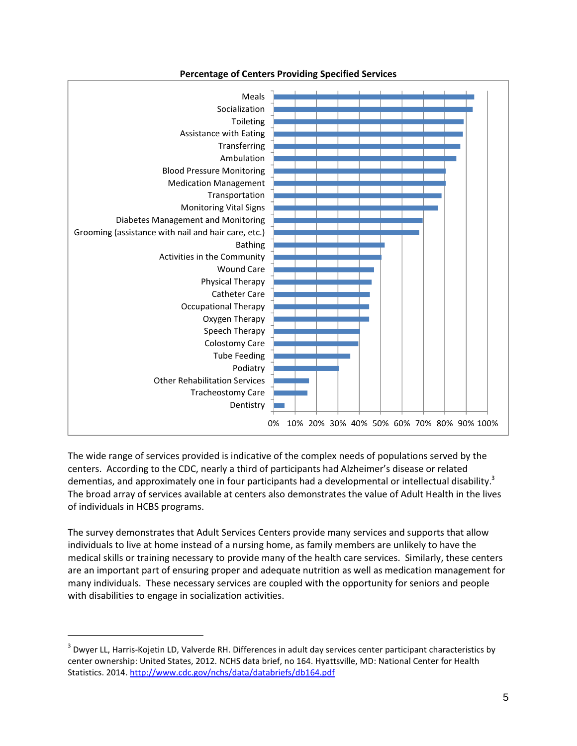**Percentage of Centers Providing Specified Services**

| Service | Percentage (approx.) |
|---|---|
| Meals | 94% |
| Socialization | 93% |
| Toileting | 89% |
| Assistance with Eating | 88% |
| Transferring | 87% |
| Ambulation | 85% |
| Blood Pressure Monitoring | 80% |
| Medication Management | 80% |
| Transportation | 78% |
| Monitoring Vital Signs | 77% |
| Diabetes Management and Monitoring | 70% |
| Grooming (assistance with nail and hair care, etc.) | 68% |
| Bathing | 52% |
| Activities in the Community | 50% |
| Wound Care | 47% |
| Physical Therapy | 46% |
| Catheter Care | 45% |
| Occupational Therapy | 44% |
| Oxygen Therapy | 44% |
| Speech Therapy | 40% |
| Colostomy Care | 39% |
| Tube Feeding | 36% |
| Podiatry | 30% |
| Other Rehabilitation Services | 16% |
| Tracheostomy Care | 16% |
| Dentistry | 5% |

The wide range of services provided is indicative of the complex needs of populations served by the centers. According to the CDC, nearly a third of participants had Alzheimer's disease or related dementias, and approximately one in four participants had a developmental or intellectual disability.[3] The broad array of services available at centers also demonstrates the value of Adult Health in the lives of individuals in HCBS programs.

The survey demonstrates that Adult Services Centers provide many services and supports that allow individuals to live at home instead of a nursing home, as family members are unlikely to have the medical skills or training necessary to provide many of the health care services. Similarly, these centers are an important part of ensuring proper and adequate nutrition as well as medication management for many individuals. These necessary services are coupled with the opportunity for seniors and people with disabilities to engage in socialization activities.

---

[3] Dwyer LL, Harris-Kojetin LD, Valverde RH. Differences in adult day services center participant characteristics by center ownership: United States, 2012. NCHS data brief, no 164. Hyattsville, MD: National Center for Health Statistics. 2014. http://www.cdc.gov/nchs/data/databriefs/db164.pdf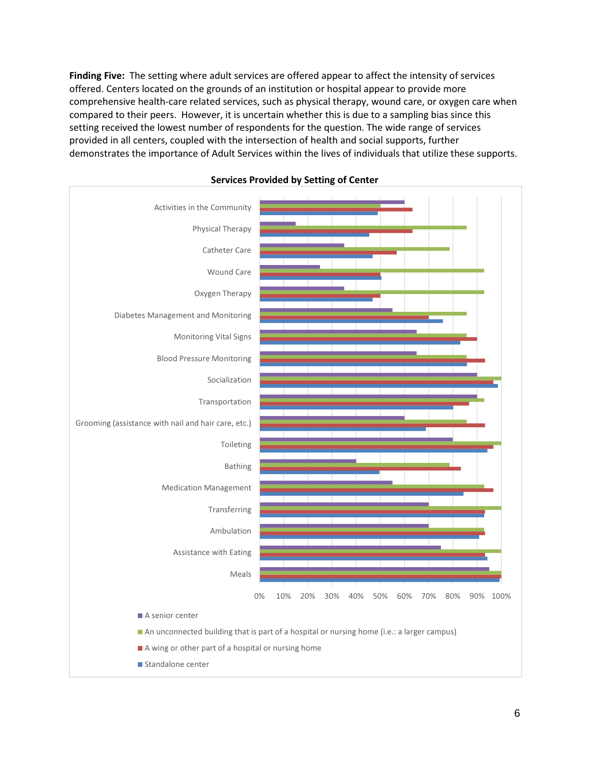**Finding Five:** The setting where adult services are offered appear to affect the intensity of services offered. Centers located on the grounds of an institution or hospital appear to provide more comprehensive health-care related services, such as physical therapy, wound care, or oxygen care when compared to their peers. However, it is uncertain whether this is due to a sampling bias since this setting received the lowest number of respondents for the question. The wide range of services provided in all centers, coupled with the intersection of health and social supports, further demonstrates the importance of Adult Services within the lives of individuals that utilize these supports.

**Services Provided by Setting of Center**

Categories: Activities in the Community; Physical Therapy; Catheter Care; Wound Care; Oxygen Therapy; Diabetes Management and Monitoring; Monitoring Vital Signs; Blood Pressure Monitoring; Socialization; Transportation; Grooming (assistance with nail and hair care, etc.); Toileting; Bathing; Medication Management; Transferring; Ambulation; Assistance with Eating; Meals

Axis: 0%, 10%, 20%, 30%, 40%, 50%, 60%, 70%, 80%, 90%, 100%

Legend:
- A senior center
- An unconnected building that is part of a hospital or nursing home (i.e.: a larger campus)
- A wing or other part of a hospital or nursing home
- Standalone center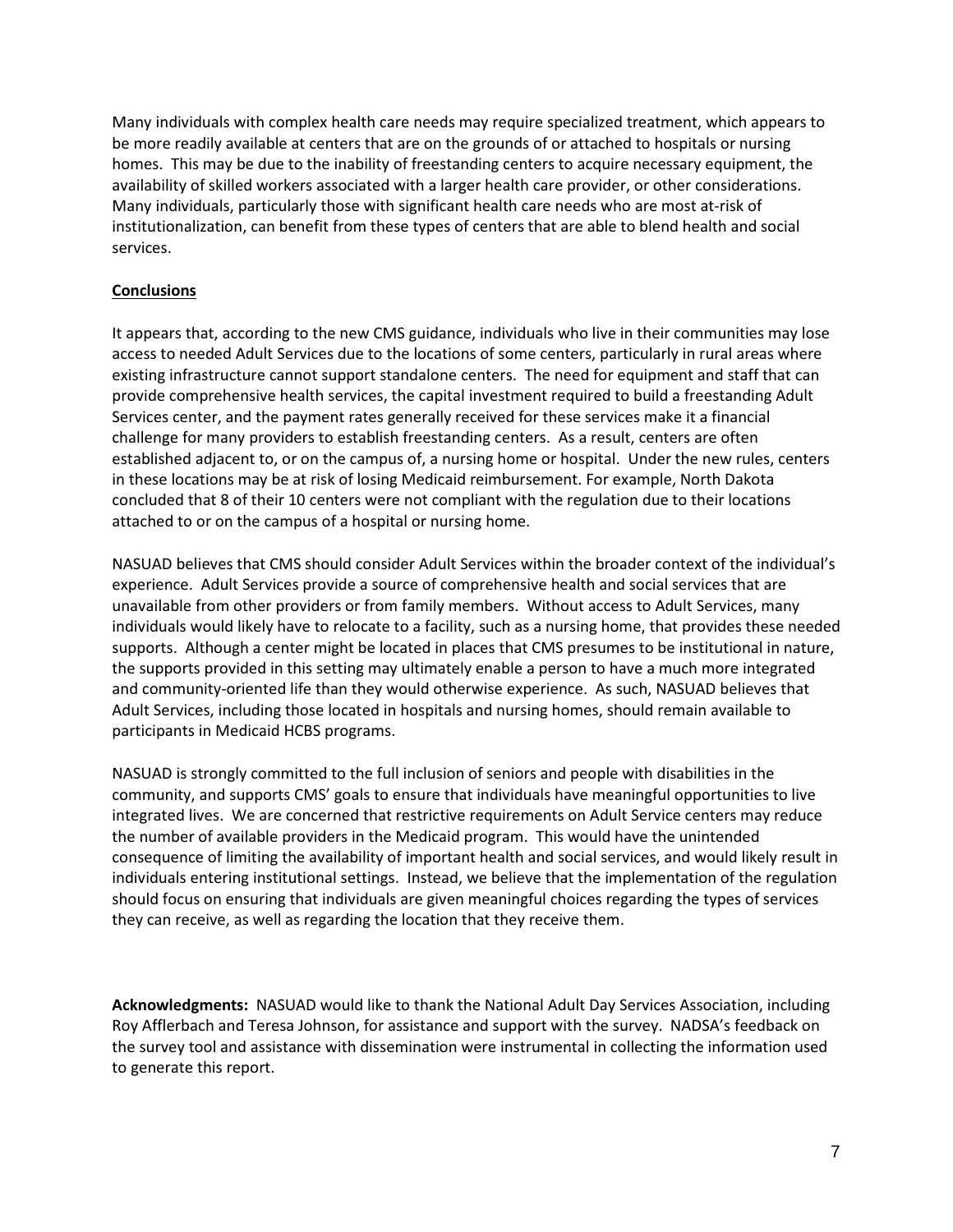Many individuals with complex health care needs may require specialized treatment, which appears to be more readily available at centers that are on the grounds of or attached to hospitals or nursing homes. This may be due to the inability of freestanding centers to acquire necessary equipment, the availability of skilled workers associated with a larger health care provider, or other considerations. Many individuals, particularly those with significant health care needs who are most at-risk of institutionalization, can benefit from these types of centers that are able to blend health and social services.

## Conclusions

It appears that, according to the new CMS guidance, individuals who live in their communities may lose access to needed Adult Services due to the locations of some centers, particularly in rural areas where existing infrastructure cannot support standalone centers. The need for equipment and staff that can provide comprehensive health services, the capital investment required to build a freestanding Adult Services center, and the payment rates generally received for these services make it a financial challenge for many providers to establish freestanding centers. As a result, centers are often established adjacent to, or on the campus of, a nursing home or hospital. Under the new rules, centers in these locations may be at risk of losing Medicaid reimbursement. For example, North Dakota concluded that 8 of their 10 centers were not compliant with the regulation due to their locations attached to or on the campus of a hospital or nursing home.

NASUAD believes that CMS should consider Adult Services within the broader context of the individual's experience. Adult Services provide a source of comprehensive health and social services that are unavailable from other providers or from family members. Without access to Adult Services, many individuals would likely have to relocate to a facility, such as a nursing home, that provides these needed supports. Although a center might be located in places that CMS presumes to be institutional in nature, the supports provided in this setting may ultimately enable a person to have a much more integrated and community-oriented life than they would otherwise experience. As such, NASUAD believes that Adult Services, including those located in hospitals and nursing homes, should remain available to participants in Medicaid HCBS programs.

NASUAD is strongly committed to the full inclusion of seniors and people with disabilities in the community, and supports CMS' goals to ensure that individuals have meaningful opportunities to live integrated lives. We are concerned that restrictive requirements on Adult Service centers may reduce the number of available providers in the Medicaid program. This would have the unintended consequence of limiting the availability of important health and social services, and would likely result in individuals entering institutional settings. Instead, we believe that the implementation of the regulation should focus on ensuring that individuals are given meaningful choices regarding the types of services they can receive, as well as regarding the location that they receive them.

**Acknowledgments:** NASUAD would like to thank the National Adult Day Services Association, including Roy Afflerbach and Teresa Johnson, for assistance and support with the survey. NADSA's feedback on the survey tool and assistance with dissemination were instrumental in collecting the information used to generate this report.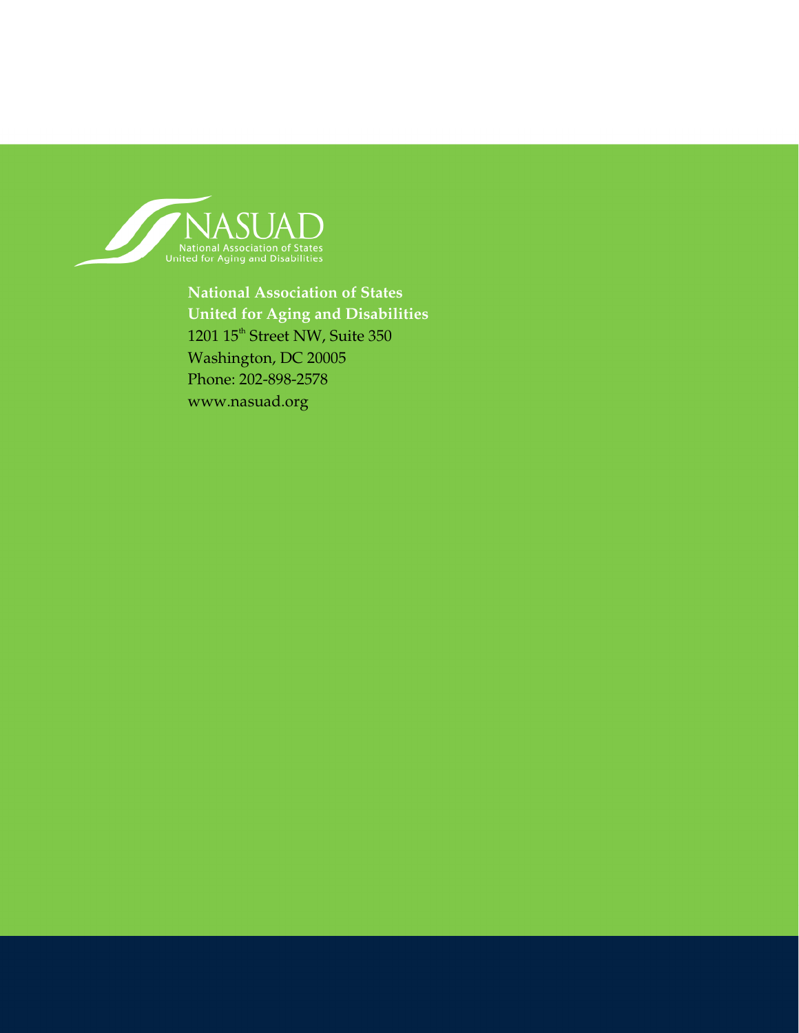NASUAD

National Association of States United for Aging and Disabilities

**National Association of States United for Aging and Disabilities**
1201 15th Street NW, Suite 350
Washington, DC 20005
Phone: 202-898-2578
www.nasuad.org